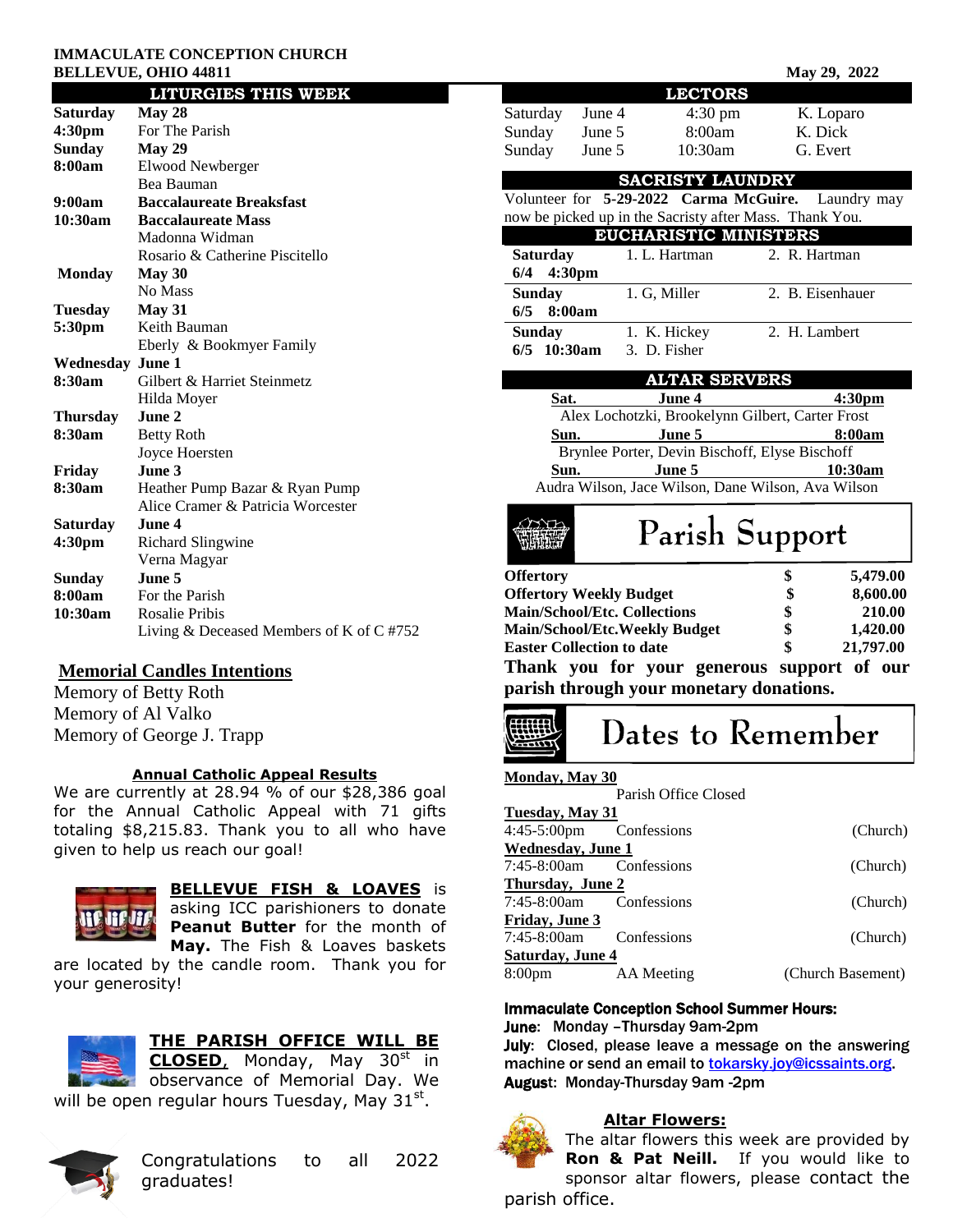**IMMACULATE CONCEPTION CHURCH**
**BELLEVUE, OHIO 44811**

May 29, 2022

## LITURGIES THIS WEEK

| | |
|---|---|
| **Saturday** | **May 28** |
| **4:30pm** | For The Parish |
| **Sunday** | **May 29** |
| **8:00am** | Elwood Newberger |
| | Bea Bauman |
| **9:00am** | **Baccalaureate Breaksfast** |
| **10:30am** | **Baccalaureate Mass** |
| | Madonna Widman |
| | Rosario & Catherine Piscitello |
| **Monday** | **May 30** |
| | No Mass |
| **Tuesday** | **May 31** |
| **5:30pm** | Keith Bauman |
| | Eberly & Bookmyer Family |
| **Wednesday** | **June 1** |
| **8:30am** | Gilbert & Harriet Steinmetz |
| | Hilda Moyer |
| **Thursday** | **June 2** |
| **8:30am** | Betty Roth |
| | Joyce Hoersten |
| **Friday** | **June 3** |
| **8:30am** | Heather Pump Bazar & Ryan Pump |
| | Alice Cramer & Patricia Worcester |
| **Saturday** | **June 4** |
| **4:30pm** | Richard Slingwine |
| | Verna Magyar |
| **Sunday** | **June 5** |
| **8:00am** | For the Parish |
| **10:30am** | Rosalie Pribis |
| | Living & Deceased Members of K of C #752 |

## Memorial Candles Intentions

Memory of Betty Roth
Memory of Al Valko
Memory of George J. Trapp

### Annual Catholic Appeal Results

We are currently at 28.94 % of our $28,386 goal for the Annual Catholic Appeal with 71 gifts totaling $8,215.83. Thank you to all who have given to help us reach our goal!

**BELLEVUE FISH & LOAVES** is asking ICC parishioners to donate **Peanut Butter** for the month of **May.** The Fish & Loaves baskets are located by the candle room. Thank you for your generosity!

**THE PARISH OFFICE WILL BE CLOSED,** Monday, May 30th in observance of Memorial Day. We will be open regular hours Tuesday, May 31st.

Congratulations to all 2022 graduates!

## LECTORS

| | | | |
|---|---|---|---|
| Saturday | June 4 | 4:30 pm | K. Loparo |
| Sunday | June 5 | 8:00am | K. Dick |
| Sunday | June 5 | 10:30am | G. Evert |

## SACRISTY LAUNDRY

Volunteer for **5-29-2022 Carma McGuire.** Laundry may now be picked up in the Sacristy after Mass. Thank You.

## EUCHARISTIC MINISTERS

| | | |
|---|---|---|
| **Saturday 6/4 4:30pm** | 1. L. Hartman | 2. R. Hartman |
| **Sunday 6/5 8:00am** | 1. G, Miller | 2. B. Eisenhauer |
| **Sunday 6/5 10:30am** | 1. K. Hickey<br>3. D. Fisher | 2. H. Lambert |

## ALTAR SERVERS

**Sat. June 4 4:30pm**
Alex Lochotzki, Brookelynn Gilbert, Carter Frost

**Sun. June 5 8:00am**
Brynlee Porter, Devin Bischoff, Elyse Bischoff

**Sun. June 5 10:30am**
Audra Wilson, Jace Wilson, Dane Wilson, Ava Wilson

## Parish Support

| | | |
|---|---|---|
| **Offertory** | **$** | **5,479.00** |
| **Offertory Weekly Budget** | **$** | **8,600.00** |
| **Main/School/Etc. Collections** | **$** | **210.00** |
| **Main/School/Etc.Weekly Budget** | **$** | **1,420.00** |
| **Easter Collection to date** | **$** | **21,797.00** |

**Thank you for your generous support of our parish through your monetary donations.**

## Dates to Remember

**Monday, May 30**
Parish Office Closed

**Tuesday, May 31**
4:45-5:00pm Confessions (Church)

**Wednesday, June 1**
7:45-8:00am Confessions (Church)

**Thursday, June 2**
7:45-8:00am Confessions (Church)

**Friday, June 3**
7:45-8:00am Confessions (Church)

**Saturday, June 4**
8:00pm AA Meeting (Church Basement)

**Immaculate Conception School Summer Hours:**
**June**: Monday –Thursday 9am-2pm
**July**: Closed, please leave a message on the answering machine or send an email to tokarsky.joy@icssaints.org.
**August**: Monday-Thursday 9am -2pm

### Altar Flowers:

The altar flowers this week are provided by **Ron & Pat Neill.** If you would like to sponsor altar flowers, please contact the parish office.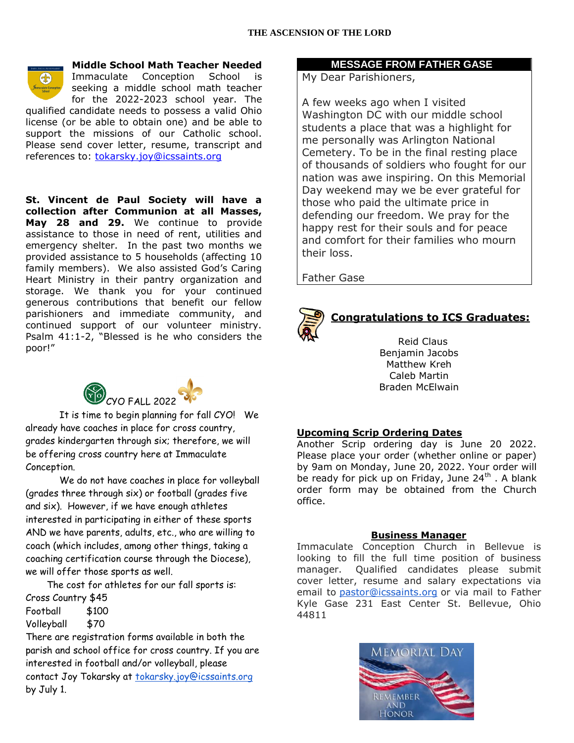## Middle School Math Teacher Needed

Immaculate Conception School is seeking a middle school math teacher for the 2022-2023 school year. The qualified candidate needs to possess a valid Ohio license (or be able to obtain one) and be able to support the missions of our Catholic school. Please send cover letter, resume, transcript and references to: tokarsky.joy@icssaints.org

**St. Vincent de Paul Society will have a collection after Communion at all Masses, May 28 and 29.** We continue to provide assistance to those in need of rent, utilities and emergency shelter. In the past two months we provided assistance to 5 households (affecting 10 family members). We also assisted God's Caring Heart Ministry in their pantry organization and storage. We thank you for your continued generous contributions that benefit our fellow parishioners and immediate community, and continued support of our volunteer ministry. Psalm 41:1-2, "Blessed is he who considers the poor!"

## CYO FALL 2022

It is time to begin planning for fall CYO! We already have coaches in place for cross country, grades kindergarten through six; therefore, we will be offering cross country here at Immaculate Conception.

We do not have coaches in place for volleyball (grades three through six) or football (grades five and six). However, if we have enough athletes interested in participating in either of these sports AND we have parents, adults, etc., who are willing to coach (which includes, among other things, taking a coaching certification course through the Diocese), we will offer those sports as well.

The cost for athletes for our fall sports is:

Cross Country $45
Football $100
Volleyball $70

There are registration forms available in both the parish and school office for cross country. If you are interested in football and/or volleyball, please contact Joy Tokarsky at tokarsky.joy@icssaints.org by July 1.

## MESSAGE FROM FATHER GASE

My Dear Parishioners,

A few weeks ago when I visited Washington DC with our middle school students a place that was a highlight for me personally was Arlington National Cemetery. To be in the final resting place of thousands of soldiers who fought for our nation was awe inspiring. On this Memorial Day weekend may we be ever grateful for those who paid the ultimate price in defending our freedom. We pray for the happy rest for their souls and for peace and comfort for their families who mourn their loss.

Father Gase

## Congratulations to ICS Graduates:

Reid Claus
Benjamin Jacobs
Matthew Kreh
Caleb Martin
Braden McElwain

## Upcoming Scrip Ordering Dates

Another Scrip ordering day is June 20 2022. Please place your order (whether online or paper) by 9am on Monday, June 20, 2022. Your order will be ready for pick up on Friday, June 24th. A blank order form may be obtained from the Church office.

## Business Manager

Immaculate Conception Church in Bellevue is looking to fill the full time position of business manager. Qualified candidates please submit cover letter, resume and salary expectations via email to pastor@icssaints.org or via mail to Father Kyle Gase 231 East Center St. Bellevue, Ohio 44811

MEMORIAL DAY
REMEMBER AND HONOR